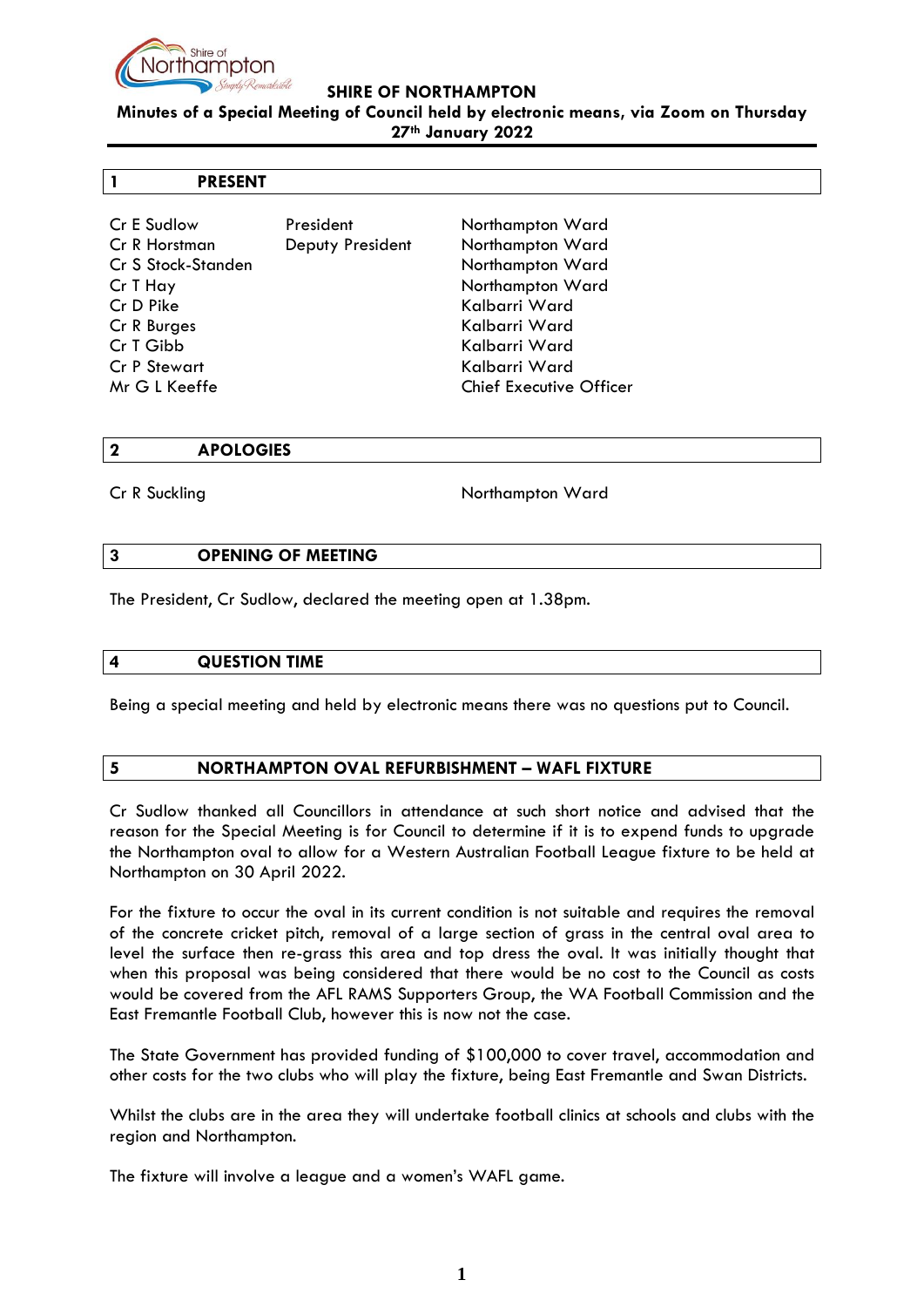# SHIRE OF NORTHAMPTON

**Minutes of a Special Meeting of Council held by electronic means, via Zoom on Thursday 27th January 2022**

## 1 PRESENT

| | | |
|---|---|---|
| Cr E Sudlow | President | Northampton Ward |
| Cr R Horstman | Deputy President | Northampton Ward |
| Cr S Stock-Standen | | Northampton Ward |
| Cr T Hay | | Northampton Ward |
| Cr D Pike | | Kalbarri Ward |
| Cr R Burges | | Kalbarri Ward |
| Cr T Gibb | | Kalbarri Ward |
| Cr P Stewart | | Kalbarri Ward |
| Mr G L Keeffe | | Chief Executive Officer |

## 2 APOLOGIES

| | |
|---|---|
| Cr R Suckling | Northampton Ward |

## 3 OPENING OF MEETING

The President, Cr Sudlow, declared the meeting open at 1.38pm.

## 4 QUESTION TIME

Being a special meeting and held by electronic means there was no questions put to Council.

## 5 NORTHAMPTON OVAL REFURBISHMENT – WAFL FIXTURE

Cr Sudlow thanked all Councillors in attendance at such short notice and advised that the reason for the Special Meeting is for Council to determine if it is to expend funds to upgrade the Northampton oval to allow for a Western Australian Football League fixture to be held at Northampton on 30 April 2022.

For the fixture to occur the oval in its current condition is not suitable and requires the removal of the concrete cricket pitch, removal of a large section of grass in the central oval area to level the surface then re-grass this area and top dress the oval. It was initially thought that when this proposal was being considered that there would be no cost to the Council as costs would be covered from the AFL RAMS Supporters Group, the WA Football Commission and the East Fremantle Football Club, however this is now not the case.

The State Government has provided funding of $100,000 to cover travel, accommodation and other costs for the two clubs who will play the fixture, being East Fremantle and Swan Districts.

Whilst the clubs are in the area they will undertake football clinics at schools and clubs with the region and Northampton.

The fixture will involve a league and a women's WAFL game.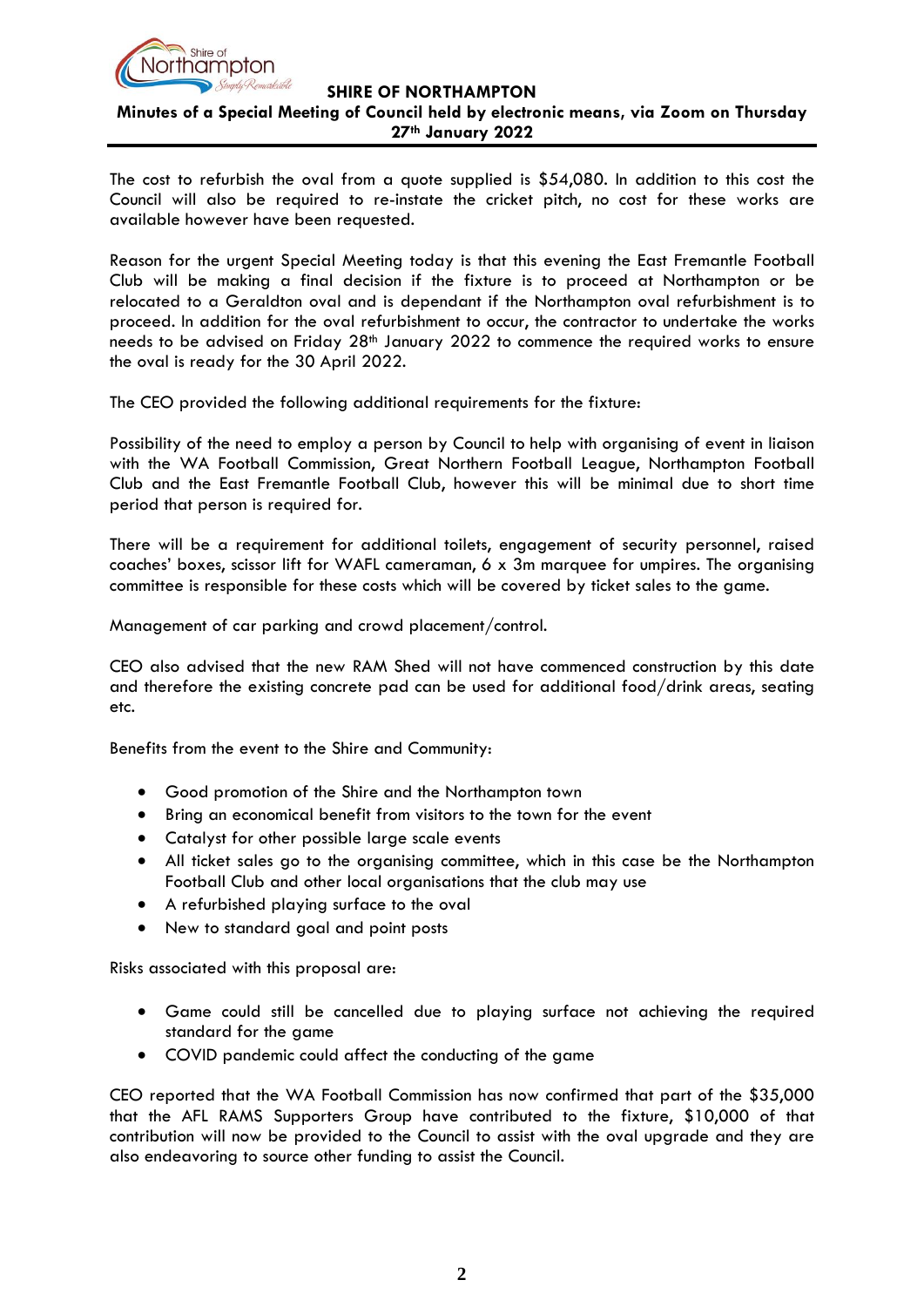The cost to refurbish the oval from a quote supplied is $54,080. In addition to this cost the Council will also be required to re-instate the cricket pitch, no cost for these works are available however have been requested.

Reason for the urgent Special Meeting today is that this evening the East Fremantle Football Club will be making a final decision if the fixture is to proceed at Northampton or be relocated to a Geraldton oval and is dependant if the Northampton oval refurbishment is to proceed. In addition for the oval refurbishment to occur, the contractor to undertake the works needs to be advised on Friday 28th January 2022 to commence the required works to ensure the oval is ready for the 30 April 2022.

The CEO provided the following additional requirements for the fixture:

Possibility of the need to employ a person by Council to help with organising of event in liaison with the WA Football Commission, Great Northern Football League, Northampton Football Club and the East Fremantle Football Club, however this will be minimal due to short time period that person is required for.

There will be a requirement for additional toilets, engagement of security personnel, raised coaches' boxes, scissor lift for WAFL cameraman, 6 x 3m marquee for umpires. The organising committee is responsible for these costs which will be covered by ticket sales to the game.

Management of car parking and crowd placement/control.

CEO also advised that the new RAM Shed will not have commenced construction by this date and therefore the existing concrete pad can be used for additional food/drink areas, seating etc.

Benefits from the event to the Shire and Community:

- Good promotion of the Shire and the Northampton town
- Bring an economical benefit from visitors to the town for the event
- Catalyst for other possible large scale events
- All ticket sales go to the organising committee, which in this case be the Northampton Football Club and other local organisations that the club may use
- A refurbished playing surface to the oval
- New to standard goal and point posts

Risks associated with this proposal are:

- Game could still be cancelled due to playing surface not achieving the required standard for the game
- COVID pandemic could affect the conducting of the game

CEO reported that the WA Football Commission has now confirmed that part of the $35,000 that the AFL RAMS Supporters Group have contributed to the fixture, $10,000 of that contribution will now be provided to the Council to assist with the oval upgrade and they are also endeavoring to source other funding to assist the Council.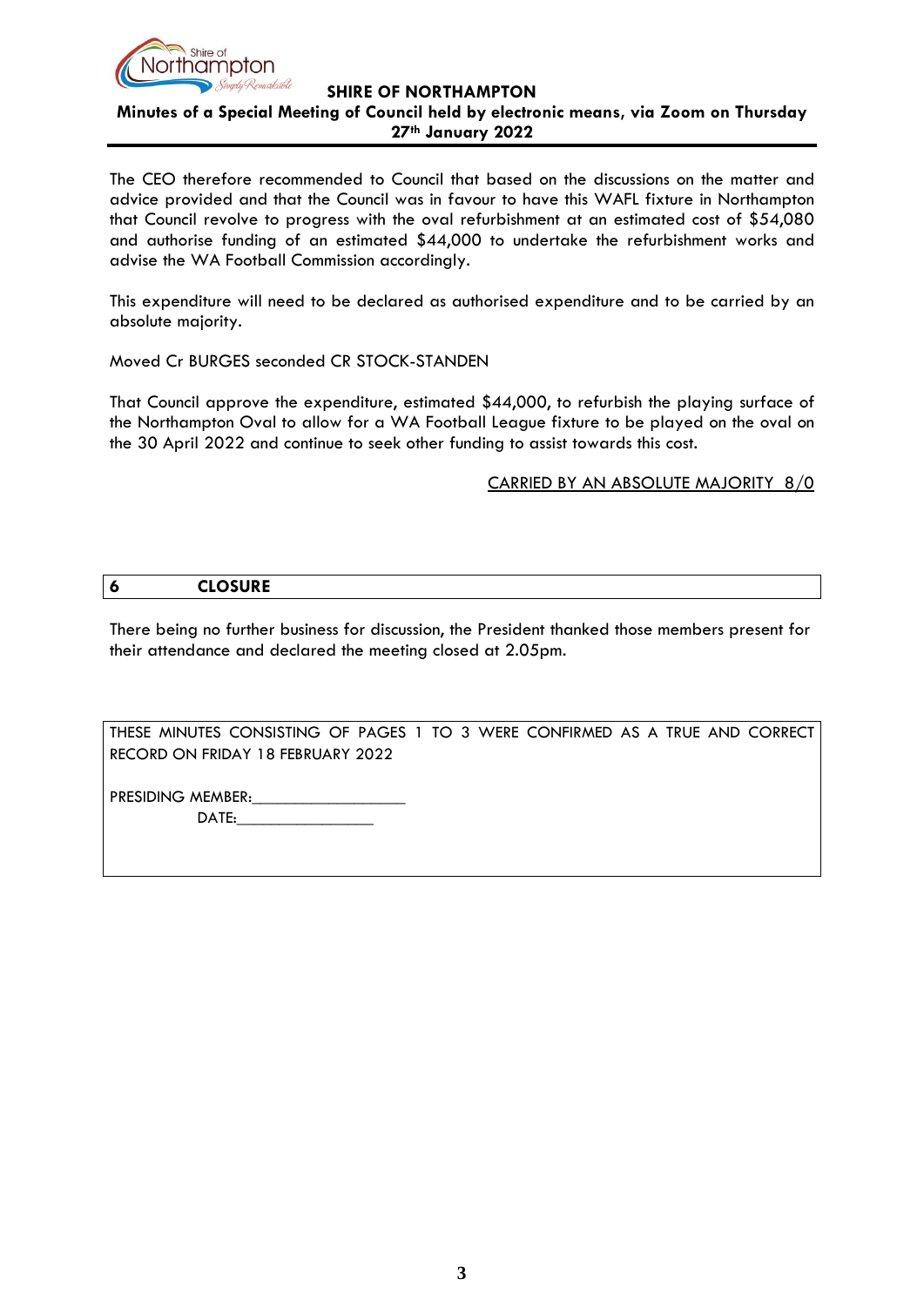The CEO therefore recommended to Council that based on the discussions on the matter and advice provided and that the Council was in favour to have this WAFL fixture in Northampton that Council revolve to progress with the oval refurbishment at an estimated cost of $54,080 and authorise funding of an estimated $44,000 to undertake the refurbishment works and advise the WA Football Commission accordingly.

This expenditure will need to be declared as authorised expenditure and to be carried by an absolute majority.

Moved Cr BURGES seconded CR STOCK-STANDEN

That Council approve the expenditure, estimated $44,000, to refurbish the playing surface of the Northampton Oval to allow for a WA Football League fixture to be played on the oval on the 30 April 2022 and continue to seek other funding to assist towards this cost.

CARRIED BY AN ABSOLUTE MAJORITY 8/0

## 6 CLOSURE

There being no further business for discussion, the President thanked those members present for their attendance and declared the meeting closed at 2.05pm.

THESE MINUTES CONSISTING OF PAGES 1 TO 3 WERE CONFIRMED AS A TRUE AND CORRECT RECORD ON FRIDAY 18 FEBRUARY 2022

PRESIDING MEMBER:__________________

DATE:________________